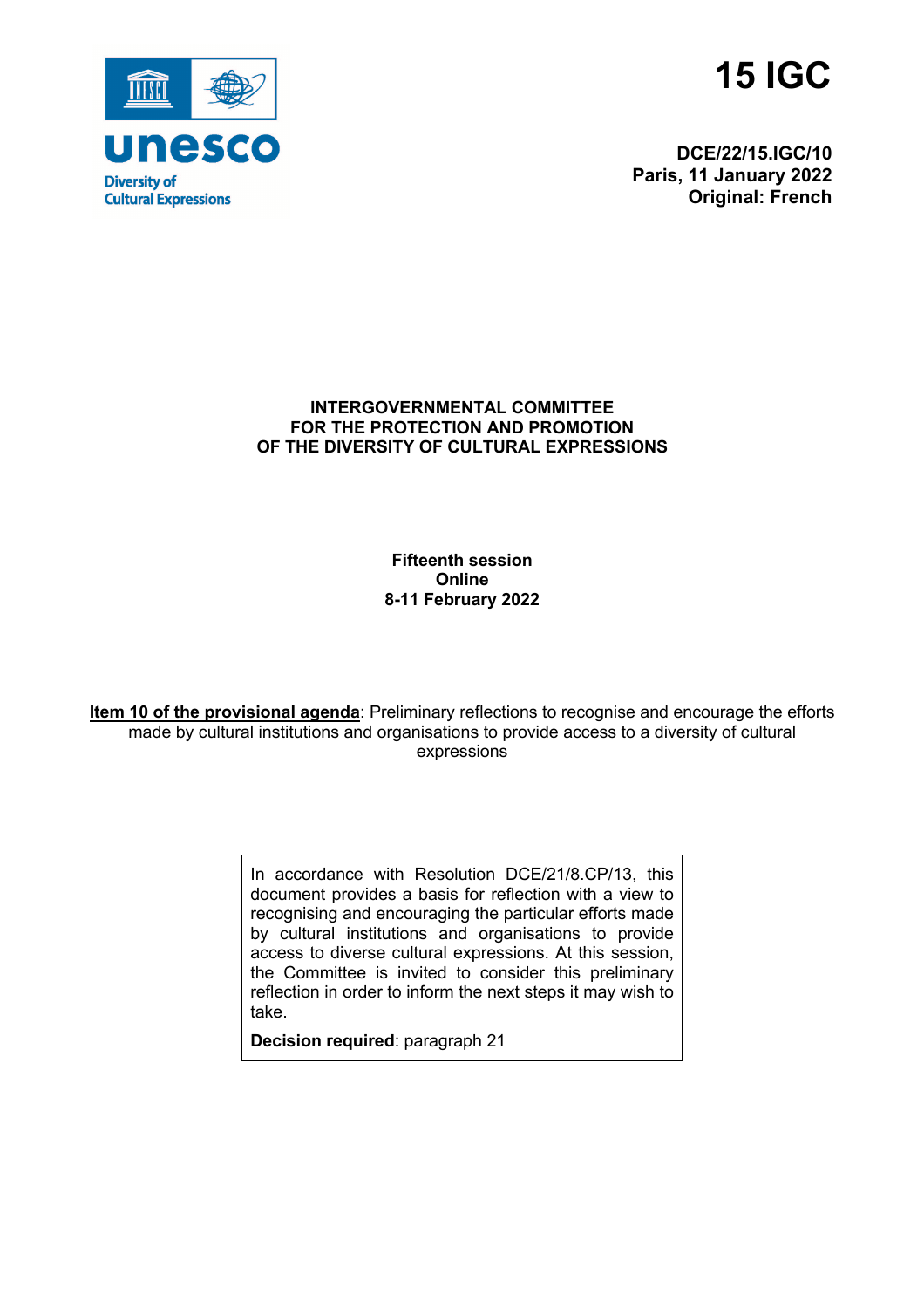# 15 IGC

**DCE/22/15.IGC/10**
**Paris, 11 January 2022**
**Original: French**

**INTERGOVERNMENTAL COMMITTEE**
**FOR THE PROTECTION AND PROMOTION**
**OF THE DIVERSITY OF CULTURAL EXPRESSIONS**

**Fifteenth session**
**Online**
**8-11 February 2022**

**Item 10 of the provisional agenda**: Preliminary reflections to recognise and encourage the efforts made by cultural institutions and organisations to provide access to a diversity of cultural expressions

In accordance with Resolution DCE/21/8.CP/13, this document provides a basis for reflection with a view to recognising and encouraging the particular efforts made by cultural institutions and organisations to provide access to diverse cultural expressions. At this session, the Committee is invited to consider this preliminary reflection in order to inform the next steps it may wish to take.

**Decision required**: paragraph 21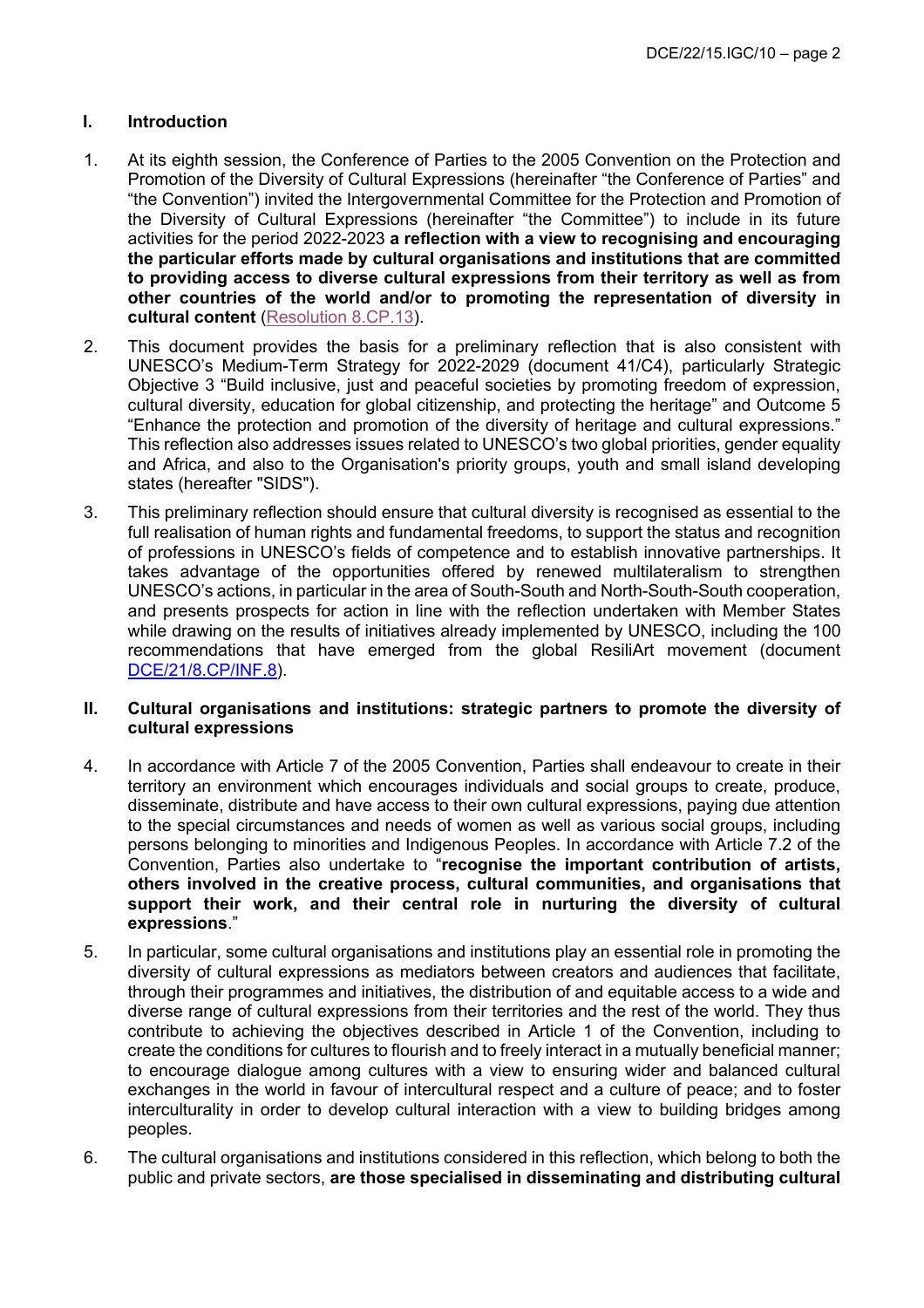## I. Introduction

1. At its eighth session, the Conference of Parties to the 2005 Convention on the Protection and Promotion of the Diversity of Cultural Expressions (hereinafter "the Conference of Parties" and "the Convention") invited the Intergovernmental Committee for the Protection and Promotion of the Diversity of Cultural Expressions (hereinafter "the Committee") to include in its future activities for the period 2022-2023 **a reflection with a view to recognising and encouraging the particular efforts made by cultural organisations and institutions that are committed to providing access to diverse cultural expressions from their territory as well as from other countries of the world and/or to promoting the representation of diversity in cultural content** (Resolution 8.CP.13).

2. This document provides the basis for a preliminary reflection that is also consistent with UNESCO's Medium-Term Strategy for 2022-2029 (document 41/C4), particularly Strategic Objective 3 "Build inclusive, just and peaceful societies by promoting freedom of expression, cultural diversity, education for global citizenship, and protecting the heritage" and Outcome 5 "Enhance the protection and promotion of the diversity of heritage and cultural expressions." This reflection also addresses issues related to UNESCO's two global priorities, gender equality and Africa, and also to the Organisation's priority groups, youth and small island developing states (hereafter "SIDS").

3. This preliminary reflection should ensure that cultural diversity is recognised as essential to the full realisation of human rights and fundamental freedoms, to support the status and recognition of professions in UNESCO's fields of competence and to establish innovative partnerships. It takes advantage of the opportunities offered by renewed multilateralism to strengthen UNESCO's actions, in particular in the area of South-South and North-South-South cooperation, and presents prospects for action in line with the reflection undertaken with Member States while drawing on the results of initiatives already implemented by UNESCO, including the 100 recommendations that have emerged from the global ResiliArt movement (document DCE/21/8.CP/INF.8).

## II. Cultural organisations and institutions: strategic partners to promote the diversity of cultural expressions

4. In accordance with Article 7 of the 2005 Convention, Parties shall endeavour to create in their territory an environment which encourages individuals and social groups to create, produce, disseminate, distribute and have access to their own cultural expressions, paying due attention to the special circumstances and needs of women as well as various social groups, including persons belonging to minorities and Indigenous Peoples. In accordance with Article 7.2 of the Convention, Parties also undertake to "**recognise the important contribution of artists, others involved in the creative process, cultural communities, and organisations that support their work, and their central role in nurturing the diversity of cultural expressions**."

5. In particular, some cultural organisations and institutions play an essential role in promoting the diversity of cultural expressions as mediators between creators and audiences that facilitate, through their programmes and initiatives, the distribution of and equitable access to a wide and diverse range of cultural expressions from their territories and the rest of the world. They thus contribute to achieving the objectives described in Article 1 of the Convention, including to create the conditions for cultures to flourish and to freely interact in a mutually beneficial manner; to encourage dialogue among cultures with a view to ensuring wider and balanced cultural exchanges in the world in favour of intercultural respect and a culture of peace; and to foster interculturality in order to develop cultural interaction with a view to building bridges among peoples.

6. The cultural organisations and institutions considered in this reflection, which belong to both the public and private sectors, **are those specialised in disseminating and distributing cultural**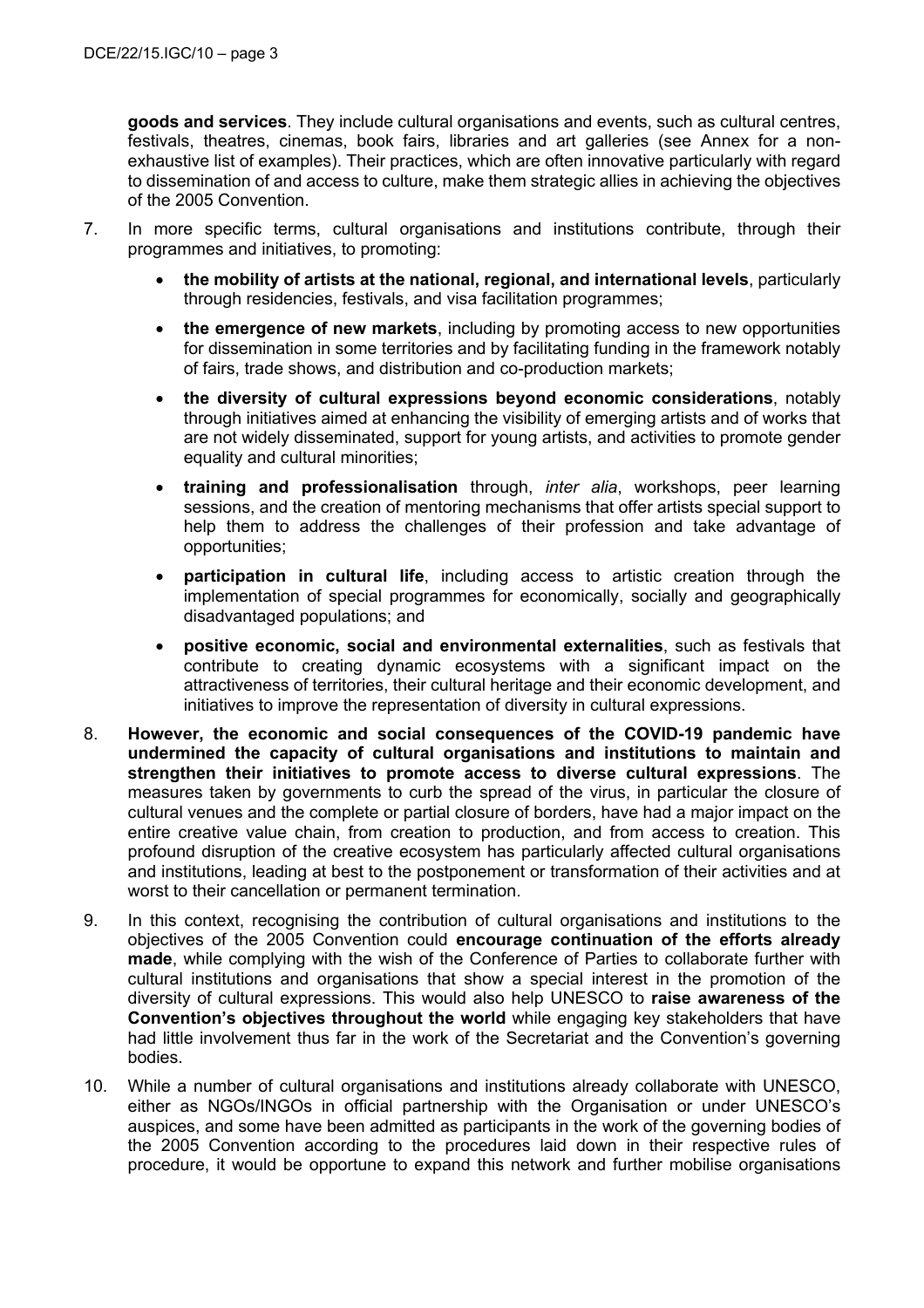**goods and services**. They include cultural organisations and events, such as cultural centres, festivals, theatres, cinemas, book fairs, libraries and art galleries (see Annex for a non-exhaustive list of examples). Their practices, which are often innovative particularly with regard to dissemination of and access to culture, make them strategic allies in achieving the objectives of the 2005 Convention.

7. In more specific terms, cultural organisations and institutions contribute, through their programmes and initiatives, to promoting:

   - **the mobility of artists at the national, regional, and international levels**, particularly through residencies, festivals, and visa facilitation programmes;
   - **the emergence of new markets**, including by promoting access to new opportunities for dissemination in some territories and by facilitating funding in the framework notably of fairs, trade shows, and distribution and co-production markets;
   - **the diversity of cultural expressions beyond economic considerations**, notably through initiatives aimed at enhancing the visibility of emerging artists and of works that are not widely disseminated, support for young artists, and activities to promote gender equality and cultural minorities;
   - **training and professionalisation** through, *inter alia*, workshops, peer learning sessions, and the creation of mentoring mechanisms that offer artists special support to help them to address the challenges of their profession and take advantage of opportunities;
   - **participation in cultural life**, including access to artistic creation through the implementation of special programmes for economically, socially and geographically disadvantaged populations; and
   - **positive economic, social and environmental externalities**, such as festivals that contribute to creating dynamic ecosystems with a significant impact on the attractiveness of territories, their cultural heritage and their economic development, and initiatives to improve the representation of diversity in cultural expressions.

8. **However, the economic and social consequences of the COVID-19 pandemic have undermined the capacity of cultural organisations and institutions to maintain and strengthen their initiatives to promote access to diverse cultural expressions**. The measures taken by governments to curb the spread of the virus, in particular the closure of cultural venues and the complete or partial closure of borders, have had a major impact on the entire creative value chain, from creation to production, and from access to creation. This profound disruption of the creative ecosystem has particularly affected cultural organisations and institutions, leading at best to the postponement or transformation of their activities and at worst to their cancellation or permanent termination.

9. In this context, recognising the contribution of cultural organisations and institutions to the objectives of the 2005 Convention could **encourage continuation of the efforts already made**, while complying with the wish of the Conference of Parties to collaborate further with cultural institutions and organisations that show a special interest in the promotion of the diversity of cultural expressions. This would also help UNESCO to **raise awareness of the Convention's objectives throughout the world** while engaging key stakeholders that have had little involvement thus far in the work of the Secretariat and the Convention's governing bodies.

10. While a number of cultural organisations and institutions already collaborate with UNESCO, either as NGOs/INGOs in official partnership with the Organisation or under UNESCO's auspices, and some have been admitted as participants in the work of the governing bodies of the 2005 Convention according to the procedures laid down in their respective rules of procedure, it would be opportune to expand this network and further mobilise organisations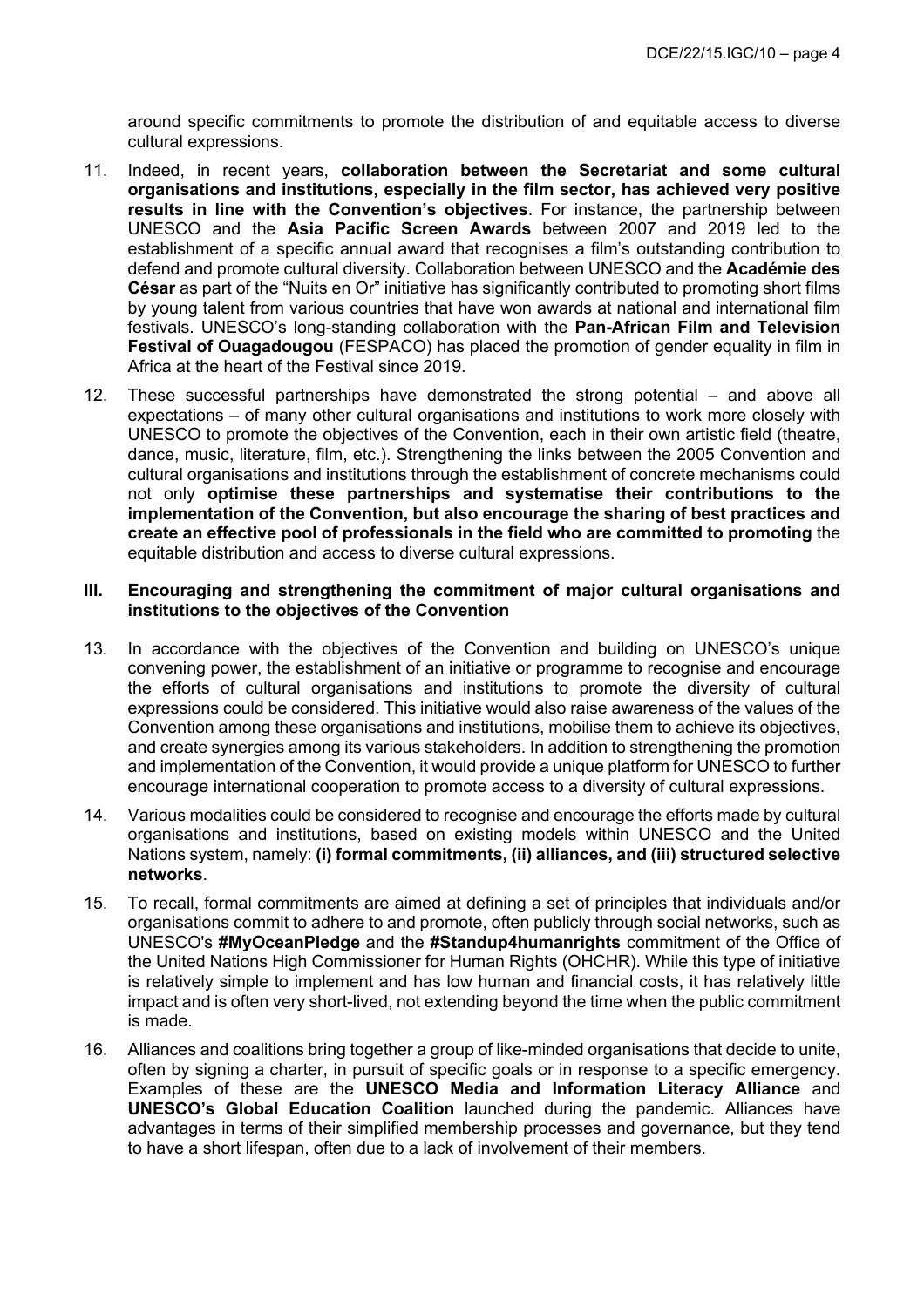around specific commitments to promote the distribution of and equitable access to diverse cultural expressions.

11. Indeed, in recent years, **collaboration between the Secretariat and some cultural organisations and institutions, especially in the film sector, has achieved very positive results in line with the Convention's objectives**. For instance, the partnership between UNESCO and the **Asia Pacific Screen Awards** between 2007 and 2019 led to the establishment of a specific annual award that recognises a film's outstanding contribution to defend and promote cultural diversity. Collaboration between UNESCO and the **Académie des César** as part of the "Nuits en Or" initiative has significantly contributed to promoting short films by young talent from various countries that have won awards at national and international film festivals. UNESCO's long-standing collaboration with the **Pan-African Film and Television Festival of Ouagadougou** (FESPACO) has placed the promotion of gender equality in film in Africa at the heart of the Festival since 2019.

12. These successful partnerships have demonstrated the strong potential – and above all expectations – of many other cultural organisations and institutions to work more closely with UNESCO to promote the objectives of the Convention, each in their own artistic field (theatre, dance, music, literature, film, etc.). Strengthening the links between the 2005 Convention and cultural organisations and institutions through the establishment of concrete mechanisms could not only **optimise these partnerships and systematise their contributions to the implementation of the Convention, but also encourage the sharing of best practices and create an effective pool of professionals in the field who are committed to promoting** the equitable distribution and access to diverse cultural expressions.

## III. Encouraging and strengthening the commitment of major cultural organisations and institutions to the objectives of the Convention

13. In accordance with the objectives of the Convention and building on UNESCO's unique convening power, the establishment of an initiative or programme to recognise and encourage the efforts of cultural organisations and institutions to promote the diversity of cultural expressions could be considered. This initiative would also raise awareness of the values of the Convention among these organisations and institutions, mobilise them to achieve its objectives, and create synergies among its various stakeholders. In addition to strengthening the promotion and implementation of the Convention, it would provide a unique platform for UNESCO to further encourage international cooperation to promote access to a diversity of cultural expressions.

14. Various modalities could be considered to recognise and encourage the efforts made by cultural organisations and institutions, based on existing models within UNESCO and the United Nations system, namely: **(i) formal commitments, (ii) alliances, and (iii) structured selective networks**.

15. To recall, formal commitments are aimed at defining a set of principles that individuals and/or organisations commit to adhere to and promote, often publicly through social networks, such as UNESCO's **#MyOceanPledge** and the **#Standup4humanrights** commitment of the Office of the United Nations High Commissioner for Human Rights (OHCHR). While this type of initiative is relatively simple to implement and has low human and financial costs, it has relatively little impact and is often very short-lived, not extending beyond the time when the public commitment is made.

16. Alliances and coalitions bring together a group of like-minded organisations that decide to unite, often by signing a charter, in pursuit of specific goals or in response to a specific emergency. Examples of these are the **UNESCO Media and Information Literacy Alliance** and **UNESCO's Global Education Coalition** launched during the pandemic. Alliances have advantages in terms of their simplified membership processes and governance, but they tend to have a short lifespan, often due to a lack of involvement of their members.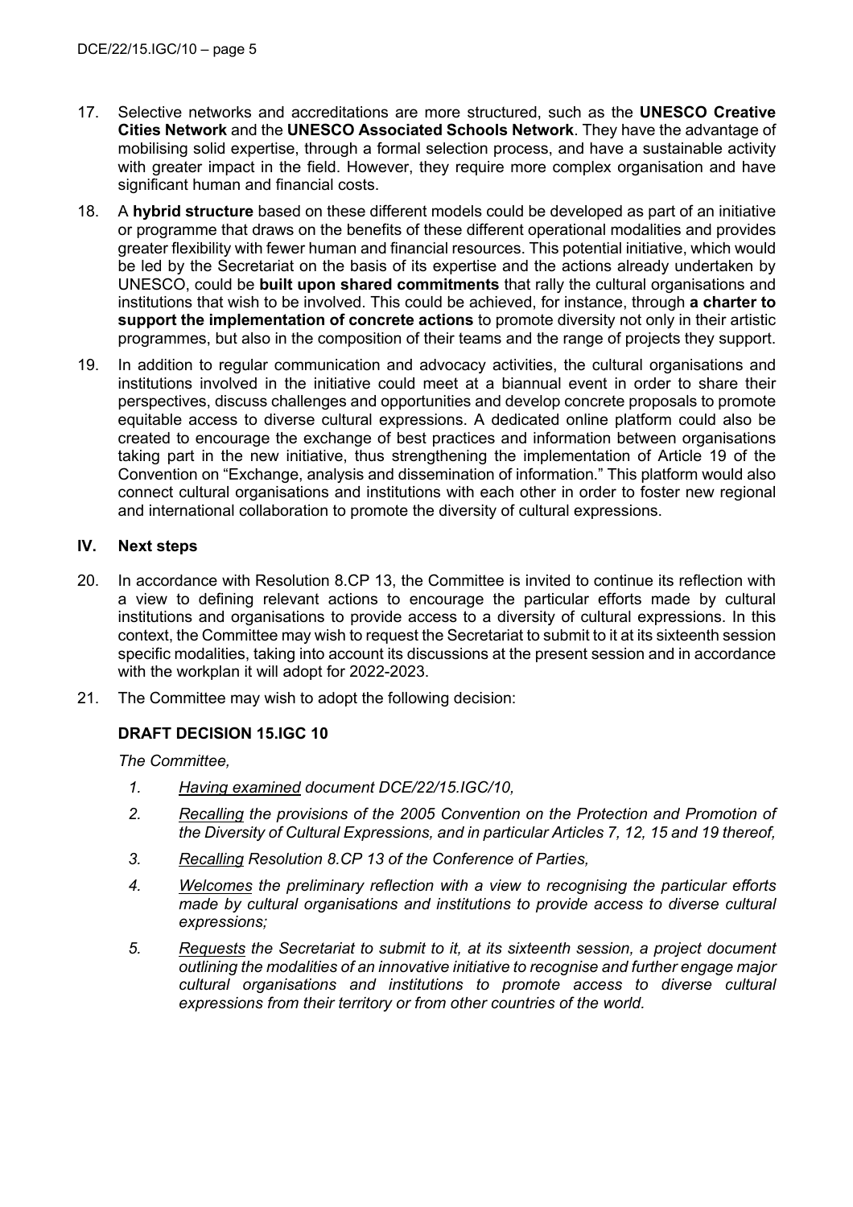17. Selective networks and accreditations are more structured, such as the **UNESCO Creative Cities Network** and the **UNESCO Associated Schools Network**. They have the advantage of mobilising solid expertise, through a formal selection process, and have a sustainable activity with greater impact in the field. However, they require more complex organisation and have significant human and financial costs.

18. A **hybrid structure** based on these different models could be developed as part of an initiative or programme that draws on the benefits of these different operational modalities and provides greater flexibility with fewer human and financial resources. This potential initiative, which would be led by the Secretariat on the basis of its expertise and the actions already undertaken by UNESCO, could be **built upon shared commitments** that rally the cultural organisations and institutions that wish to be involved. This could be achieved, for instance, through **a charter to support the implementation of concrete actions** to promote diversity not only in their artistic programmes, but also in the composition of their teams and the range of projects they support.

19. In addition to regular communication and advocacy activities, the cultural organisations and institutions involved in the initiative could meet at a biannual event in order to share their perspectives, discuss challenges and opportunities and develop concrete proposals to promote equitable access to diverse cultural expressions. A dedicated online platform could also be created to encourage the exchange of best practices and information between organisations taking part in the new initiative, thus strengthening the implementation of Article 19 of the Convention on "Exchange, analysis and dissemination of information." This platform would also connect cultural organisations and institutions with each other in order to foster new regional and international collaboration to promote the diversity of cultural expressions.

## IV. Next steps

20. In accordance with Resolution 8.CP 13, the Committee is invited to continue its reflection with a view to defining relevant actions to encourage the particular efforts made by cultural institutions and organisations to provide access to a diversity of cultural expressions. In this context, the Committee may wish to request the Secretariat to submit to it at its sixteenth session specific modalities, taking into account its discussions at the present session and in accordance with the workplan it will adopt for 2022-2023.

21. The Committee may wish to adopt the following decision:

### DRAFT DECISION 15.IGC 10

*The Committee,*

1. *Having examined document DCE/22/15.IGC/10,*
2. *Recalling the provisions of the 2005 Convention on the Protection and Promotion of the Diversity of Cultural Expressions, and in particular Articles 7, 12, 15 and 19 thereof,*
3. *Recalling Resolution 8.CP 13 of the Conference of Parties,*
4. *Welcomes the preliminary reflection with a view to recognising the particular efforts made by cultural organisations and institutions to provide access to diverse cultural expressions;*
5. *Requests the Secretariat to submit to it, at its sixteenth session, a project document outlining the modalities of an innovative initiative to recognise and further engage major cultural organisations and institutions to promote access to diverse cultural expressions from their territory or from other countries of the world.*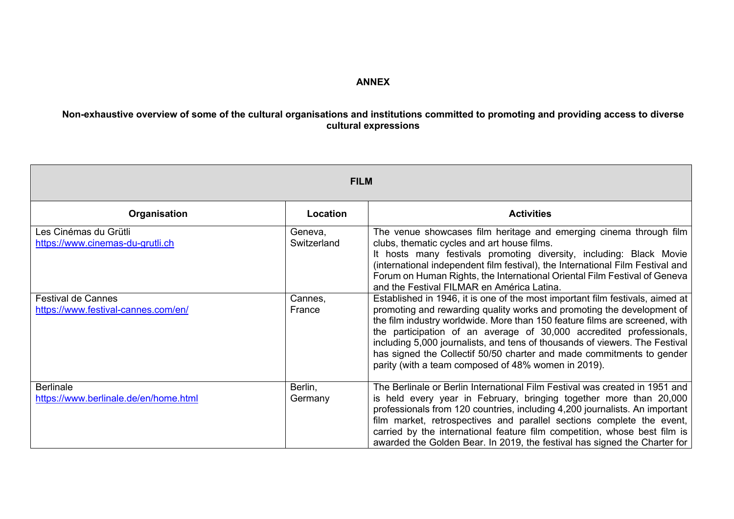**ANNEX**

**Non-exhaustive overview of some of the cultural organisations and institutions committed to promoting and providing access to diverse cultural expressions**

| **FILM** | | |
|---|---|---|
| **Organisation** | **Location** | **Activities** |
| Les Cinémas du Grütli<br>https://www.cinemas-du-grutli.ch | Geneva, Switzerland | The venue showcases film heritage and emerging cinema through film clubs, thematic cycles and art house films.<br>It hosts many festivals promoting diversity, including: Black Movie (international independent film festival), the International Film Festival and Forum on Human Rights, the International Oriental Film Festival of Geneva and the Festival FILMAR en América Latina. |
| Festival de Cannes<br>https://www.festival-cannes.com/en/ | Cannes, France | Established in 1946, it is one of the most important film festivals, aimed at promoting and rewarding quality works and promoting the development of the film industry worldwide. More than 150 feature films are screened, with the participation of an average of 30,000 accredited professionals, including 5,000 journalists, and tens of thousands of viewers. The Festival has signed the Collectif 50/50 charter and made commitments to gender parity (with a team composed of 48% women in 2019). |
| Berlinale<br>https://www.berlinale.de/en/home.html | Berlin, Germany | The Berlinale or Berlin International Film Festival was created in 1951 and is held every year in February, bringing together more than 20,000 professionals from 120 countries, including 4,200 journalists. An important film market, retrospectives and parallel sections complete the event, carried by the international feature film competition, whose best film is awarded the Golden Bear. In 2019, the festival has signed the Charter for |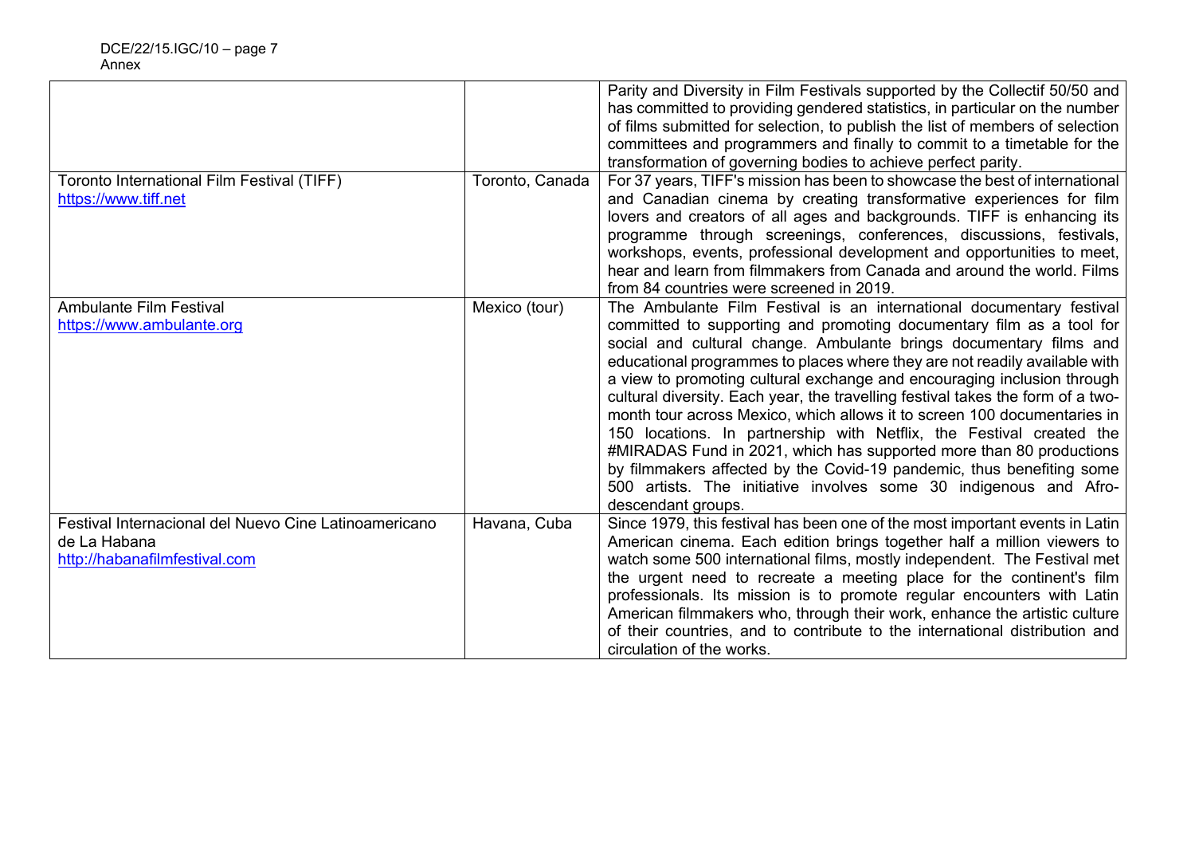| | | |
|---|---|---|
| | | Parity and Diversity in Film Festivals supported by the Collectif 50/50 and has committed to providing gendered statistics, in particular on the number of films submitted for selection, to publish the list of members of selection committees and programmers and finally to commit to a timetable for the transformation of governing bodies to achieve perfect parity. |
| Toronto International Film Festival (TIFF) https://www.tiff.net | Toronto, Canada | For 37 years, TIFF's mission has been to showcase the best of international and Canadian cinema by creating transformative experiences for film lovers and creators of all ages and backgrounds. TIFF is enhancing its programme through screenings, conferences, discussions, festivals, workshops, events, professional development and opportunities to meet, hear and learn from filmmakers from Canada and around the world. Films from 84 countries were screened in 2019. |
| Ambulante Film Festival https://www.ambulante.org | Mexico (tour) | The Ambulante Film Festival is an international documentary festival committed to supporting and promoting documentary film as a tool for social and cultural change. Ambulante brings documentary films and educational programmes to places where they are not readily available with a view to promoting cultural exchange and encouraging inclusion through cultural diversity. Each year, the travelling festival takes the form of a two-month tour across Mexico, which allows it to screen 100 documentaries in 150 locations. In partnership with Netflix, the Festival created the #MIRADAS Fund in 2021, which has supported more than 80 productions by filmmakers affected by the Covid-19 pandemic, thus benefiting some 500 artists. The initiative involves some 30 indigenous and Afro-descendant groups. |
| Festival Internacional del Nuevo Cine Latinoamericano de La Habana http://habanafilmfestival.com | Havana, Cuba | Since 1979, this festival has been one of the most important events in Latin American cinema. Each edition brings together half a million viewers to watch some 500 international films, mostly independent. The Festival met the urgent need to recreate a meeting place for the continent's film professionals. Its mission is to promote regular encounters with Latin American filmmakers who, through their work, enhance the artistic culture of their countries, and to contribute to the international distribution and circulation of the works. |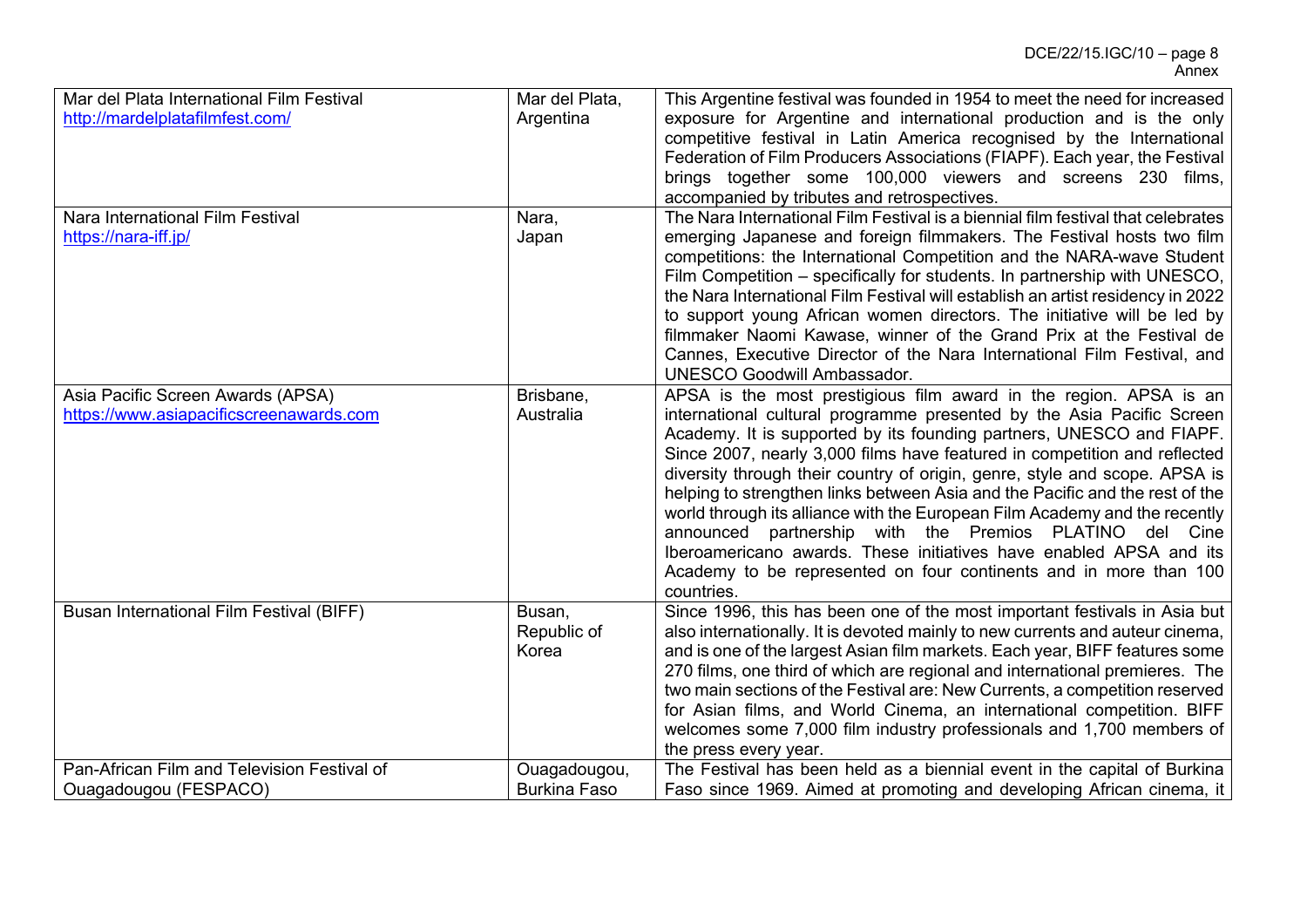| | | |
|---|---|---|
| Mar del Plata International Film Festival http://mardelplatafilmfest.com/ | Mar del Plata, Argentina | This Argentine festival was founded in 1954 to meet the need for increased exposure for Argentine and international production and is the only competitive festival in Latin America recognised by the International Federation of Film Producers Associations (FIAPF). Each year, the Festival brings together some 100,000 viewers and screens 230 films, accompanied by tributes and retrospectives. |
| Nara International Film Festival https://nara-iff.jp/ | Nara, Japan | The Nara International Film Festival is a biennial film festival that celebrates emerging Japanese and foreign filmmakers. The Festival hosts two film competitions: the International Competition and the NARA-wave Student Film Competition – specifically for students. In partnership with UNESCO, the Nara International Film Festival will establish an artist residency in 2022 to support young African women directors. The initiative will be led by filmmaker Naomi Kawase, winner of the Grand Prix at the Festival de Cannes, Executive Director of the Nara International Film Festival, and UNESCO Goodwill Ambassador. |
| Asia Pacific Screen Awards (APSA) https://www.asiapacificscreenawards.com | Brisbane, Australia | APSA is the most prestigious film award in the region. APSA is an international cultural programme presented by the Asia Pacific Screen Academy. It is supported by its founding partners, UNESCO and FIAPF. Since 2007, nearly 3,000 films have featured in competition and reflected diversity through their country of origin, genre, style and scope. APSA is helping to strengthen links between Asia and the Pacific and the rest of the world through its alliance with the European Film Academy and the recently announced partnership with the Premios PLATINO del Cine Iberoamericano awards. These initiatives have enabled APSA and its Academy to be represented on four continents and in more than 100 countries. |
| Busan International Film Festival (BIFF) | Busan, Republic of Korea | Since 1996, this has been one of the most important festivals in Asia but also internationally. It is devoted mainly to new currents and auteur cinema, and is one of the largest Asian film markets. Each year, BIFF features some 270 films, one third of which are regional and international premieres. The two main sections of the Festival are: New Currents, a competition reserved for Asian films, and World Cinema, an international competition. BIFF welcomes some 7,000 film industry professionals and 1,700 members of the press every year. |
| Pan-African Film and Television Festival of Ouagadougou (FESPACO) | Ouagadougou, Burkina Faso | The Festival has been held as a biennial event in the capital of Burkina Faso since 1969. Aimed at promoting and developing African cinema, it |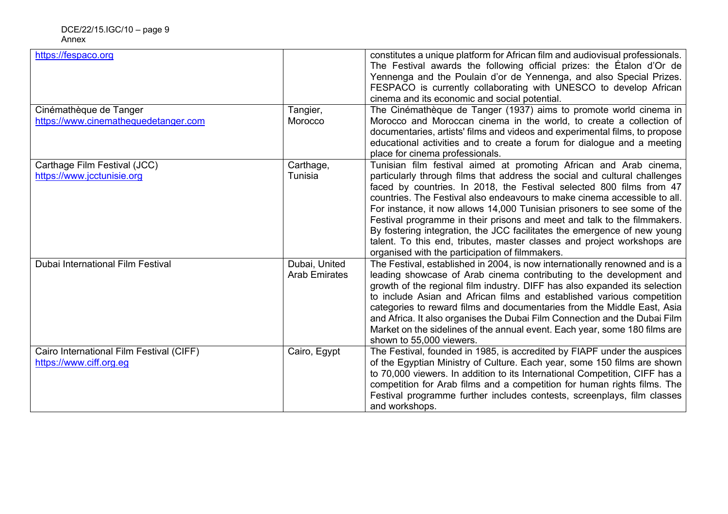| | | |
|---|---|---|
| https://fespaco.org | | constitutes a unique platform for African film and audiovisual professionals. The Festival awards the following official prizes: the Étalon d'Or de Yennenga and the Poulain d'or de Yennenga, and also Special Prizes. FESPACO is currently collaborating with UNESCO to develop African cinema and its economic and social potential. |
| Cinémathèque de Tanger<br>https://www.cinemathequedetanger.com | Tangier, Morocco | The Cinémathèque de Tanger (1937) aims to promote world cinema in Morocco and Moroccan cinema in the world, to create a collection of documentaries, artists' films and videos and experimental films, to propose educational activities and to create a forum for dialogue and a meeting place for cinema professionals. |
| Carthage Film Festival (JCC)<br>https://www.jcctunisie.org | Carthage, Tunisia | Tunisian film festival aimed at promoting African and Arab cinema, particularly through films that address the social and cultural challenges faced by countries. In 2018, the Festival selected 800 films from 47 countries. The Festival also endeavours to make cinema accessible to all. For instance, it now allows 14,000 Tunisian prisoners to see some of the Festival programme in their prisons and meet and talk to the filmmakers. By fostering integration, the JCC facilitates the emergence of new young talent. To this end, tributes, master classes and project workshops are organised with the participation of filmmakers. |
| Dubai International Film Festival | Dubai, United Arab Emirates | The Festival, established in 2004, is now internationally renowned and is a leading showcase of Arab cinema contributing to the development and growth of the regional film industry. DIFF has also expanded its selection to include Asian and African films and established various competition categories to reward films and documentaries from the Middle East, Asia and Africa. It also organises the Dubai Film Connection and the Dubai Film Market on the sidelines of the annual event. Each year, some 180 films are shown to 55,000 viewers. |
| Cairo International Film Festival (CIFF)<br>https://www.ciff.org.eg | Cairo, Egypt | The Festival, founded in 1985, is accredited by FIAPF under the auspices of the Egyptian Ministry of Culture. Each year, some 150 films are shown to 70,000 viewers. In addition to its International Competition, CIFF has a competition for Arab films and a competition for human rights films. The Festival programme further includes contests, screenplays, film classes and workshops. |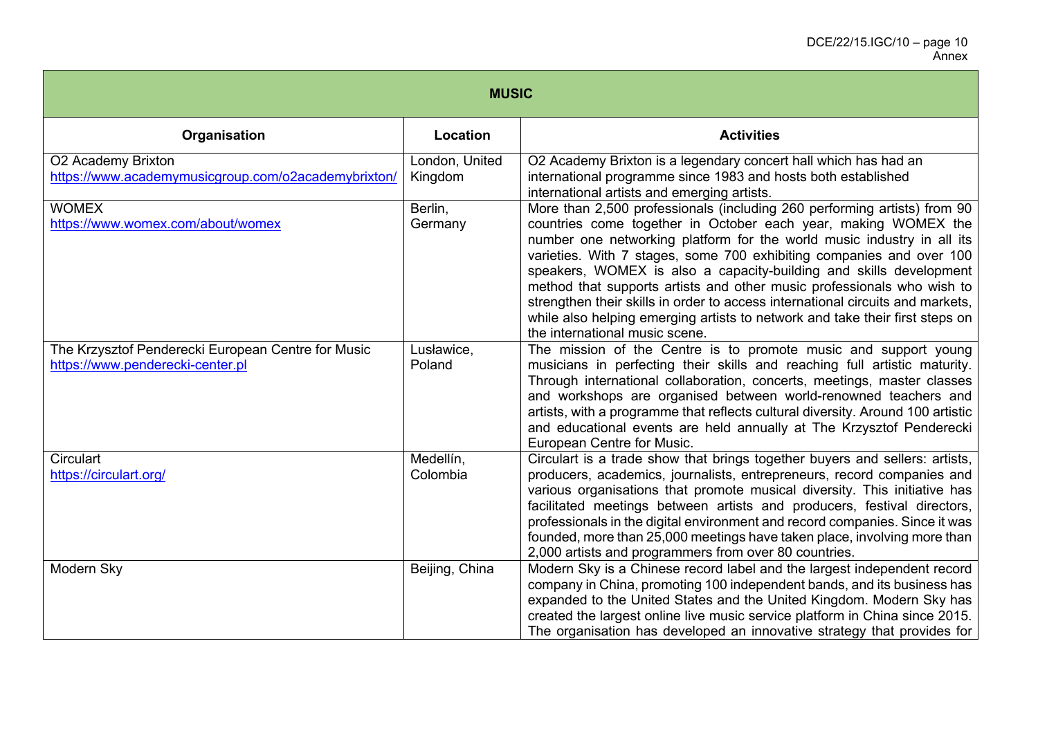| MUSIC | | |
|---|---|---|
| **Organisation** | **Location** | **Activities** |
| O2 Academy Brixton https://www.academymusicgroup.com/o2academybrixton/ | London, United Kingdom | O2 Academy Brixton is a legendary concert hall which has had an international programme since 1983 and hosts both established international artists and emerging artists. |
| WOMEX https://www.womex.com/about/womex | Berlin, Germany | More than 2,500 professionals (including 260 performing artists) from 90 countries come together in October each year, making WOMEX the number one networking platform for the world music industry in all its varieties. With 7 stages, some 700 exhibiting companies and over 100 speakers, WOMEX is also a capacity-building and skills development method that supports artists and other music professionals who wish to strengthen their skills in order to access international circuits and markets, while also helping emerging artists to network and take their first steps on the international music scene. |
| The Krzysztof Penderecki European Centre for Music https://www.penderecki-center.pl | Lusławice, Poland | The mission of the Centre is to promote music and support young musicians in perfecting their skills and reaching full artistic maturity. Through international collaboration, concerts, meetings, master classes and workshops are organised between world-renowned teachers and artists, with a programme that reflects cultural diversity. Around 100 artistic and educational events are held annually at The Krzysztof Penderecki European Centre for Music. |
| Circulart https://circulart.org/ | Medellín, Colombia | Circulart is a trade show that brings together buyers and sellers: artists, producers, academics, journalists, entrepreneurs, record companies and various organisations that promote musical diversity. This initiative has facilitated meetings between artists and producers, festival directors, professionals in the digital environment and record companies. Since it was founded, more than 25,000 meetings have taken place, involving more than 2,000 artists and programmers from over 80 countries. |
| Modern Sky | Beijing, China | Modern Sky is a Chinese record label and the largest independent record company in China, promoting 100 independent bands, and its business has expanded to the United States and the United Kingdom. Modern Sky has created the largest online live music service platform in China since 2015. The organisation has developed an innovative strategy that provides for |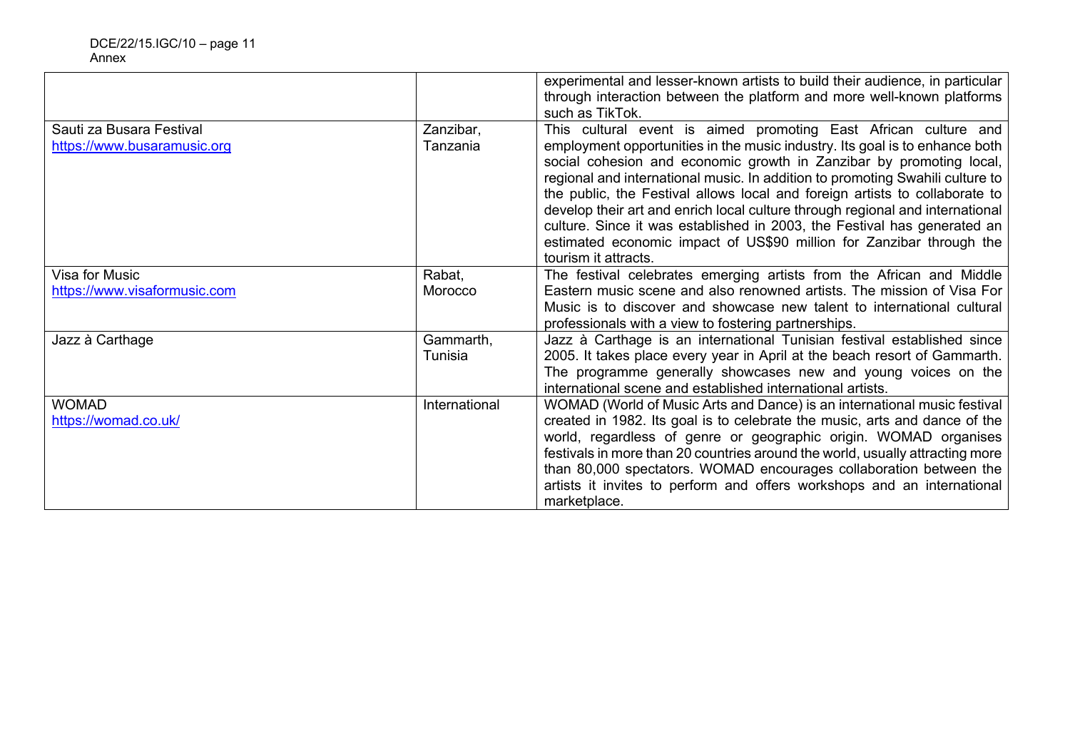| | | |
|---|---|---|
| | | experimental and lesser-known artists to build their audience, in particular through interaction between the platform and more well-known platforms such as TikTok. |
| Sauti za Busara Festival<br>https://www.busaramusic.org | Zanzibar, Tanzania | This cultural event is aimed promoting East African culture and employment opportunities in the music industry. Its goal is to enhance both social cohesion and economic growth in Zanzibar by promoting local, regional and international music. In addition to promoting Swahili culture to the public, the Festival allows local and foreign artists to collaborate to develop their art and enrich local culture through regional and international culture. Since it was established in 2003, the Festival has generated an estimated economic impact of US$90 million for Zanzibar through the tourism it attracts. |
| Visa for Music<br>https://www.visaformusic.com | Rabat, Morocco | The festival celebrates emerging artists from the African and Middle Eastern music scene and also renowned artists. The mission of Visa For Music is to discover and showcase new talent to international cultural professionals with a view to fostering partnerships. |
| Jazz à Carthage | Gammarth, Tunisia | Jazz à Carthage is an international Tunisian festival established since 2005. It takes place every year in April at the beach resort of Gammarth. The programme generally showcases new and young voices on the international scene and established international artists. |
| WOMAD<br>https://womad.co.uk/ | International | WOMAD (World of Music Arts and Dance) is an international music festival created in 1982. Its goal is to celebrate the music, arts and dance of the world, regardless of genre or geographic origin. WOMAD organises festivals in more than 20 countries around the world, usually attracting more than 80,000 spectators. WOMAD encourages collaboration between the artists it invites to perform and offers workshops and an international marketplace. |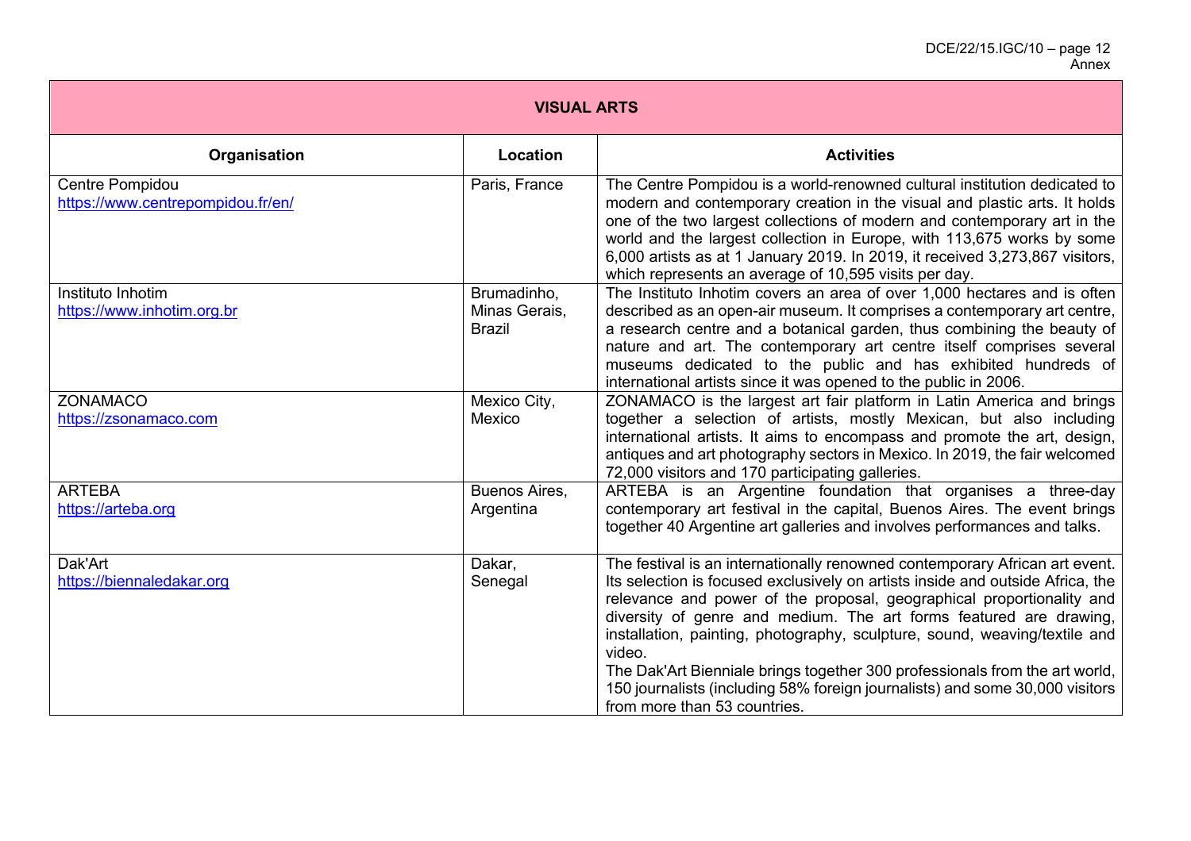| VISUAL ARTS | | |
|---|---|---|
| **Organisation** | **Location** | **Activities** |
| Centre Pompidou https://www.centrepompidou.fr/en/ | Paris, France | The Centre Pompidou is a world-renowned cultural institution dedicated to modern and contemporary creation in the visual and plastic arts. It holds one of the two largest collections of modern and contemporary art in the world and the largest collection in Europe, with 113,675 works by some 6,000 artists as at 1 January 2019. In 2019, it received 3,273,867 visitors, which represents an average of 10,595 visits per day. |
| Instituto Inhotim https://www.inhotim.org.br | Brumadinho, Minas Gerais, Brazil | The Instituto Inhotim covers an area of over 1,000 hectares and is often described as an open-air museum. It comprises a contemporary art centre, a research centre and a botanical garden, thus combining the beauty of nature and art. The contemporary art centre itself comprises several museums dedicated to the public and has exhibited hundreds of international artists since it was opened to the public in 2006. |
| ZONAMACO https://zsonamaco.com | Mexico City, Mexico | ZONAMACO is the largest art fair platform in Latin America and brings together a selection of artists, mostly Mexican, but also including international artists. It aims to encompass and promote the art, design, antiques and art photography sectors in Mexico. In 2019, the fair welcomed 72,000 visitors and 170 participating galleries. |
| ARTEBA https://arteba.org | Buenos Aires, Argentina | ARTEBA is an Argentine foundation that organises a three-day contemporary art festival in the capital, Buenos Aires. The event brings together 40 Argentine art galleries and involves performances and talks. |
| Dak'Art https://biennaledakar.org | Dakar, Senegal | The festival is an internationally renowned contemporary African art event. Its selection is focused exclusively on artists inside and outside Africa, the relevance and power of the proposal, geographical proportionality and diversity of genre and medium. The art forms featured are drawing, installation, painting, photography, sculpture, sound, weaving/textile and video.<br>The Dak'Art Bienniale brings together 300 professionals from the art world, 150 journalists (including 58% foreign journalists) and some 30,000 visitors from more than 53 countries. |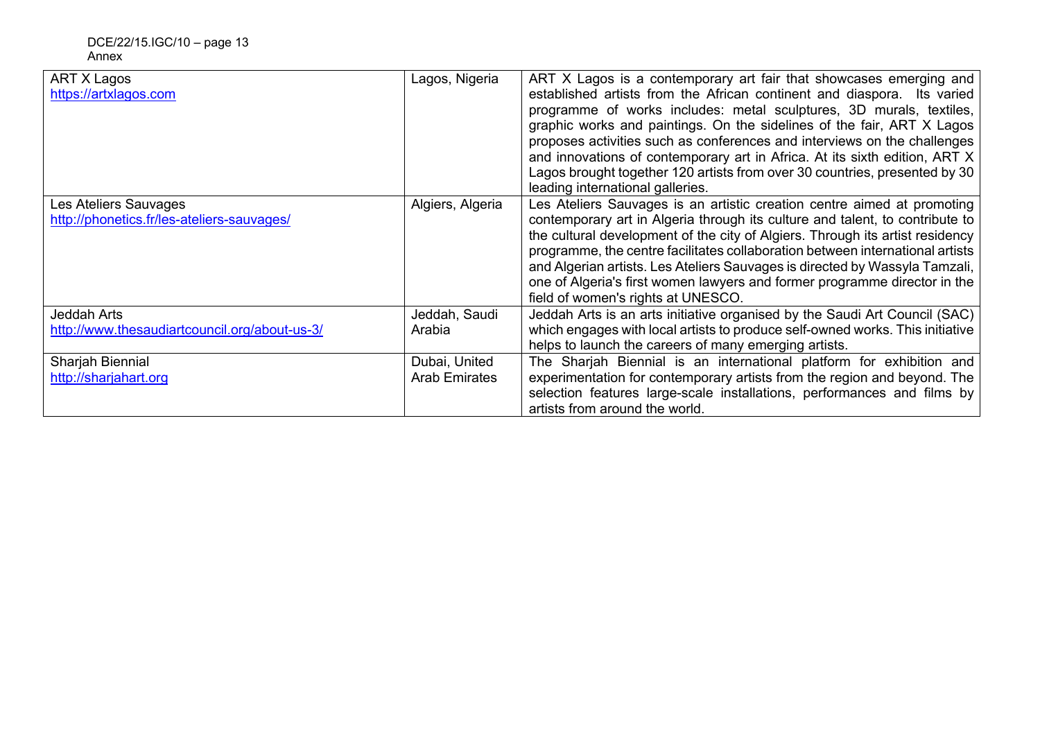| ART X Lagos<br>https://artxlagos.com | Lagos, Nigeria | ART X Lagos is a contemporary art fair that showcases emerging and established artists from the African continent and diaspora. Its varied programme of works includes: metal sculptures, 3D murals, textiles, graphic works and paintings. On the sidelines of the fair, ART X Lagos proposes activities such as conferences and interviews on the challenges and innovations of contemporary art in Africa. At its sixth edition, ART X Lagos brought together 120 artists from over 30 countries, presented by 30 leading international galleries. |
|---|---|---|
| Les Ateliers Sauvages<br>http://phonetics.fr/les-ateliers-sauvages/ | Algiers, Algeria | Les Ateliers Sauvages is an artistic creation centre aimed at promoting contemporary art in Algeria through its culture and talent, to contribute to the cultural development of the city of Algiers. Through its artist residency programme, the centre facilitates collaboration between international artists and Algerian artists. Les Ateliers Sauvages is directed by Wassyla Tamzali, one of Algeria's first women lawyers and former programme director in the field of women's rights at UNESCO. |
| Jeddah Arts<br>http://www.thesaudiartcouncil.org/about-us-3/ | Jeddah, Saudi Arabia | Jeddah Arts is an arts initiative organised by the Saudi Art Council (SAC) which engages with local artists to produce self-owned works. This initiative helps to launch the careers of many emerging artists. |
| Sharjah Biennial<br>http://sharjahart.org | Dubai, United Arab Emirates | The Sharjah Biennial is an international platform for exhibition and experimentation for contemporary artists from the region and beyond. The selection features large-scale installations, performances and films by artists from around the world. |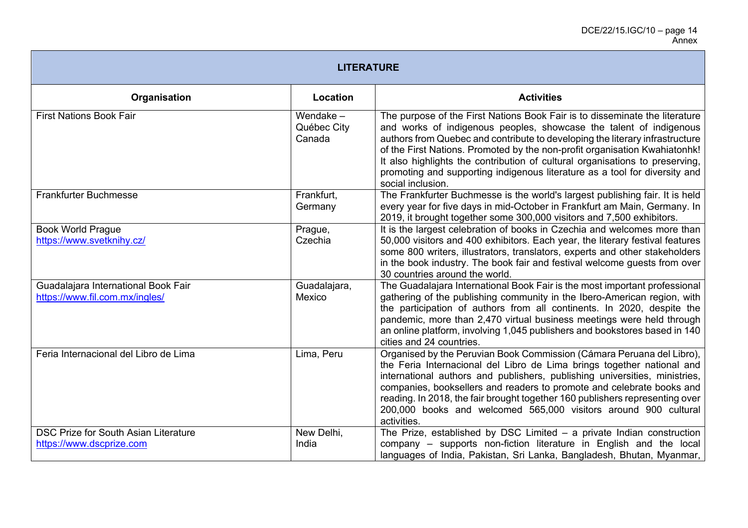| LITERATURE | | |
|---|---|---|
| **Organisation** | **Location** | **Activities** |
| First Nations Book Fair | Wendake – Québec City Canada | The purpose of the First Nations Book Fair is to disseminate the literature and works of indigenous peoples, showcase the talent of indigenous authors from Quebec and contribute to developing the literary infrastructure of the First Nations. Promoted by the non-profit organisation Kwahiatonhk! It also highlights the contribution of cultural organisations to preserving, promoting and supporting indigenous literature as a tool for diversity and social inclusion. |
| Frankfurter Buchmesse | Frankfurt, Germany | The Frankfurter Buchmesse is the world's largest publishing fair. It is held every year for five days in mid-October in Frankfurt am Main, Germany. In 2019, it brought together some 300,000 visitors and 7,500 exhibitors. |
| Book World Prague https://www.svetknihy.cz/ | Prague, Czechia | It is the largest celebration of books in Czechia and welcomes more than 50,000 visitors and 400 exhibitors. Each year, the literary festival features some 800 writers, illustrators, translators, experts and other stakeholders in the book industry. The book fair and festival welcome guests from over 30 countries around the world. |
| Guadalajara International Book Fair https://www.fil.com.mx/ingles/ | Guadalajara, Mexico | The Guadalajara International Book Fair is the most important professional gathering of the publishing community in the Ibero-American region, with the participation of authors from all continents. In 2020, despite the pandemic, more than 2,470 virtual business meetings were held through an online platform, involving 1,045 publishers and bookstores based in 140 cities and 24 countries. |
| Feria Internacional del Libro de Lima | Lima, Peru | Organised by the Peruvian Book Commission (Cámara Peruana del Libro), the Feria Internacional del Libro de Lima brings together national and international authors and publishers, publishing universities, ministries, companies, booksellers and readers to promote and celebrate books and reading. In 2018, the fair brought together 160 publishers representing over 200,000 books and welcomed 565,000 visitors around 900 cultural activities. |
| DSC Prize for South Asian Literature https://www.dscprize.com | New Delhi, India | The Prize, established by DSC Limited – a private Indian construction company – supports non-fiction literature in English and the local languages of India, Pakistan, Sri Lanka, Bangladesh, Bhutan, Myanmar, |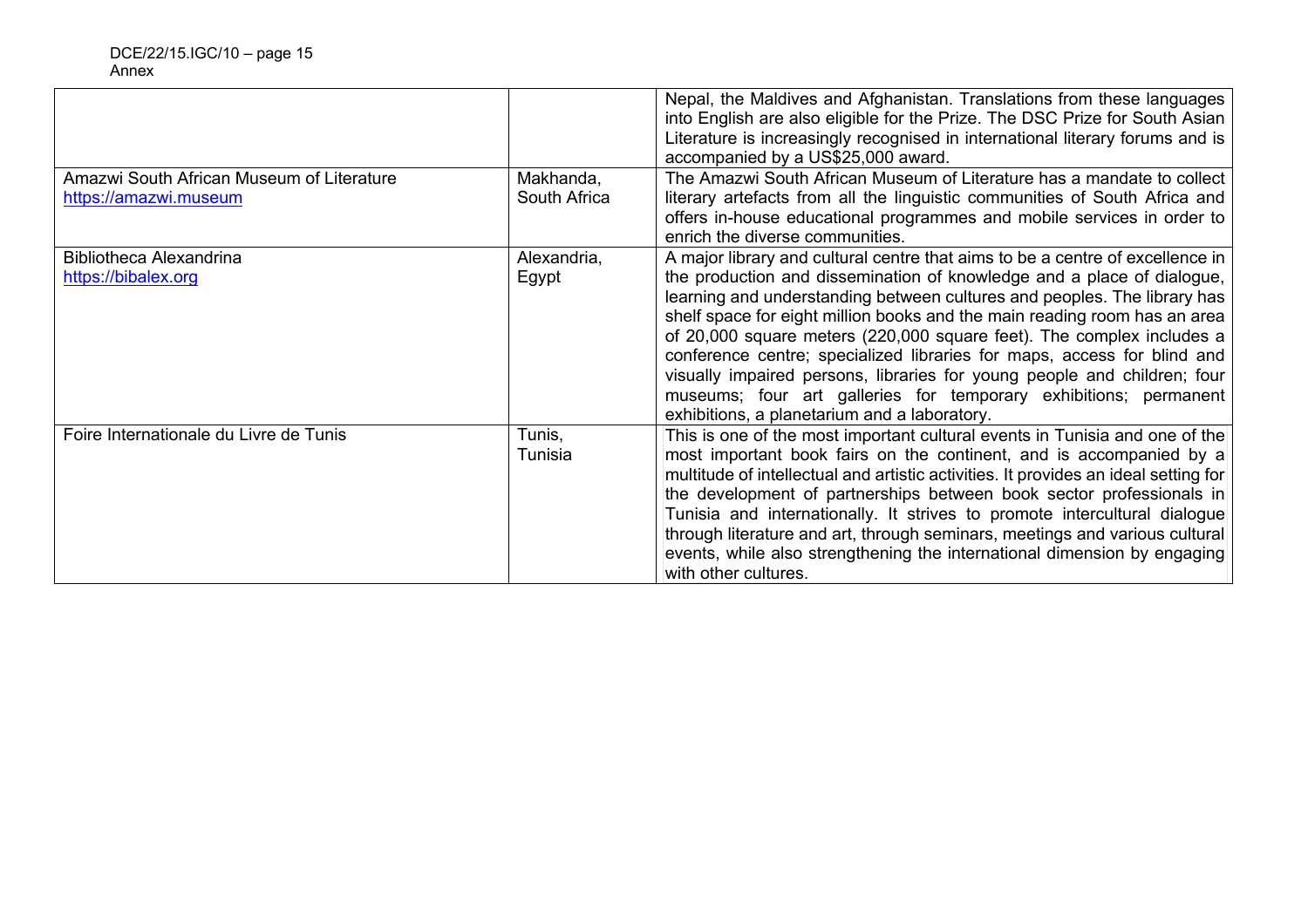| | | |
|---|---|---|
| | | Nepal, the Maldives and Afghanistan. Translations from these languages into English are also eligible for the Prize. The DSC Prize for South Asian Literature is increasingly recognised in international literary forums and is accompanied by a US$25,000 award. |
| Amazwi South African Museum of Literature<br>https://amazwi.museum | Makhanda, South Africa | The Amazwi South African Museum of Literature has a mandate to collect literary artefacts from all the linguistic communities of South Africa and offers in-house educational programmes and mobile services in order to enrich the diverse communities. |
| Bibliotheca Alexandrina<br>https://bibalex.org | Alexandria, Egypt | A major library and cultural centre that aims to be a centre of excellence in the production and dissemination of knowledge and a place of dialogue, learning and understanding between cultures and peoples. The library has shelf space for eight million books and the main reading room has an area of 20,000 square meters (220,000 square feet). The complex includes a conference centre; specialized libraries for maps, access for blind and visually impaired persons, libraries for young people and children; four museums; four art galleries for temporary exhibitions; permanent exhibitions, a planetarium and a laboratory. |
| Foire Internationale du Livre de Tunis | Tunis, Tunisia | This is one of the most important cultural events in Tunisia and one of the most important book fairs on the continent, and is accompanied by a multitude of intellectual and artistic activities. It provides an ideal setting for the development of partnerships between book sector professionals in Tunisia and internationally. It strives to promote intercultural dialogue through literature and art, through seminars, meetings and various cultural events, while also strengthening the international dimension by engaging with other cultures. |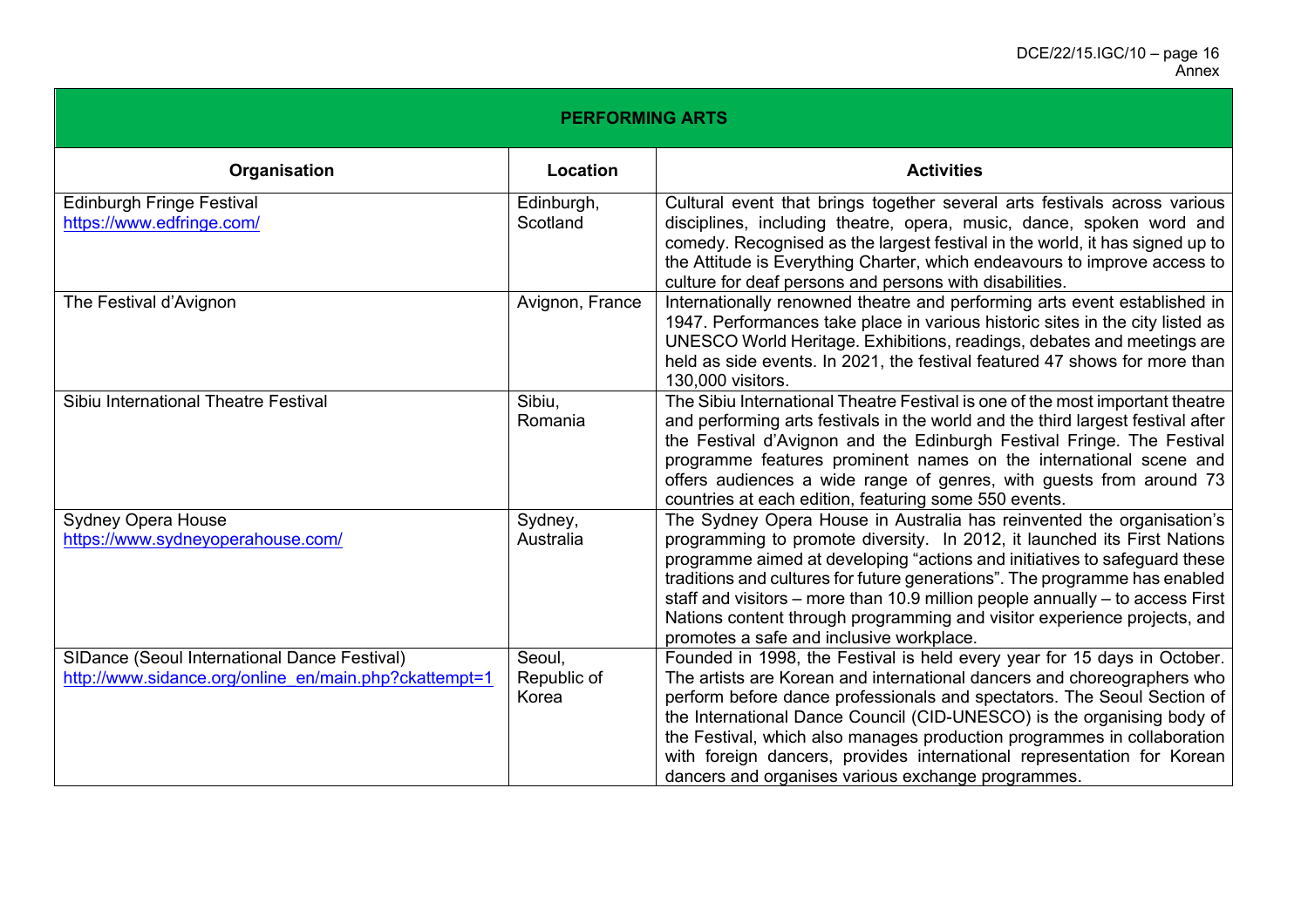| PERFORMING ARTS | | |
|---|---|---|
| **Organisation** | **Location** | **Activities** |
| Edinburgh Fringe Festival https://www.edfringe.com/ | Edinburgh, Scotland | Cultural event that brings together several arts festivals across various disciplines, including theatre, opera, music, dance, spoken word and comedy. Recognised as the largest festival in the world, it has signed up to the Attitude is Everything Charter, which endeavours to improve access to culture for deaf persons and persons with disabilities. |
| The Festival d'Avignon | Avignon, France | Internationally renowned theatre and performing arts event established in 1947. Performances take place in various historic sites in the city listed as UNESCO World Heritage. Exhibitions, readings, debates and meetings are held as side events. In 2021, the festival featured 47 shows for more than 130,000 visitors. |
| Sibiu International Theatre Festival | Sibiu, Romania | The Sibiu International Theatre Festival is one of the most important theatre and performing arts festivals in the world and the third largest festival after the Festival d'Avignon and the Edinburgh Festival Fringe. The Festival programme features prominent names on the international scene and offers audiences a wide range of genres, with guests from around 73 countries at each edition, featuring some 550 events. |
| Sydney Opera House https://www.sydneyoperahouse.com/ | Sydney, Australia | The Sydney Opera House in Australia has reinvented the organisation's programming to promote diversity. In 2012, it launched its First Nations programme aimed at developing "actions and initiatives to safeguard these traditions and cultures for future generations". The programme has enabled staff and visitors – more than 10.9 million people annually – to access First Nations content through programming and visitor experience projects, and promotes a safe and inclusive workplace. |
| SIDance (Seoul International Dance Festival) http://www.sidance.org/online_en/main.php?ckattempt=1 | Seoul, Republic of Korea | Founded in 1998, the Festival is held every year for 15 days in October. The artists are Korean and international dancers and choreographers who perform before dance professionals and spectators. The Seoul Section of the International Dance Council (CID-UNESCO) is the organising body of the Festival, which also manages production programmes in collaboration with foreign dancers, provides international representation for Korean dancers and organises various exchange programmes. |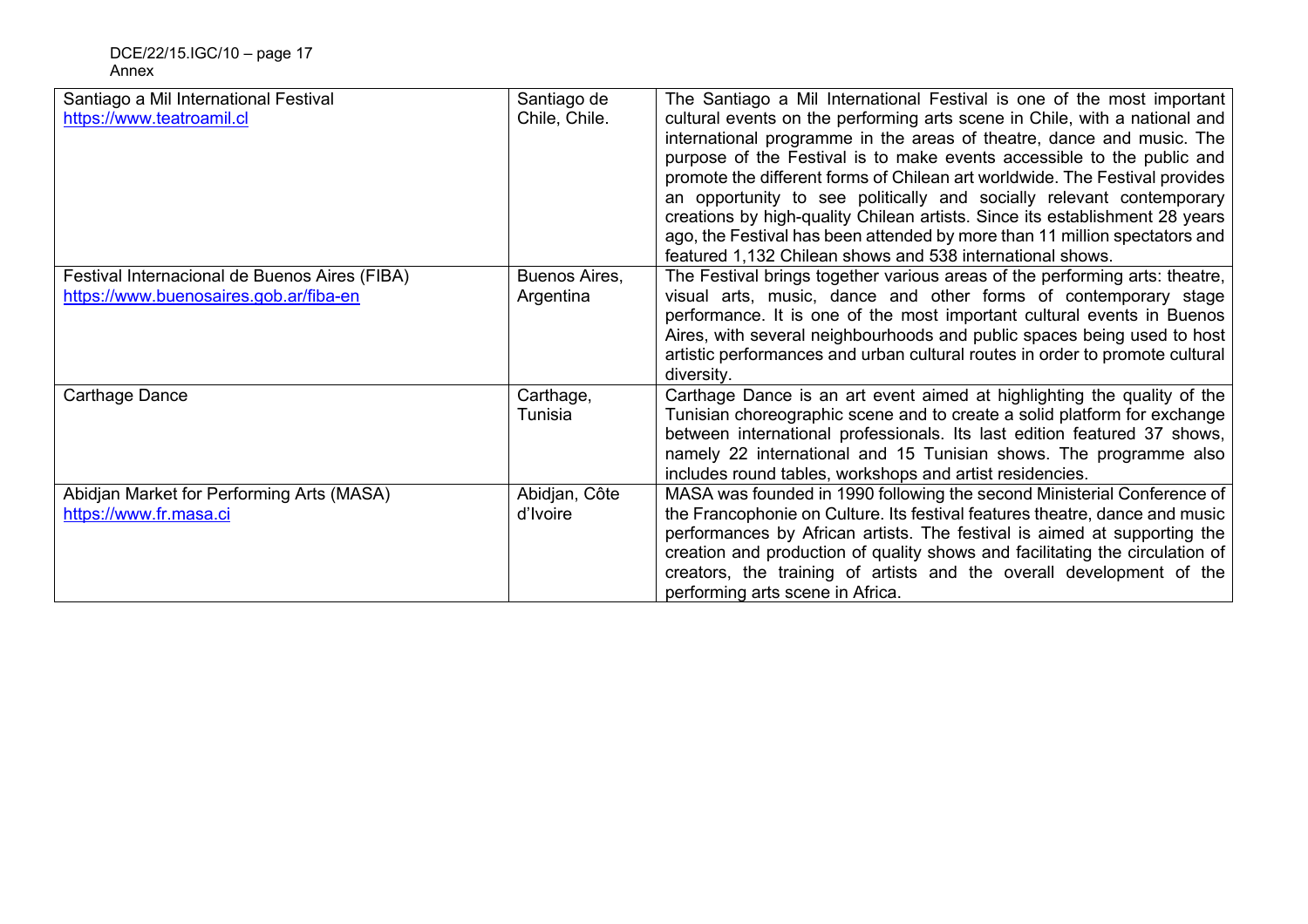| | | |
|---|---|---|
| Santiago a Mil International Festival<br>https://www.teatroamil.cl | Santiago de Chile, Chile. | The Santiago a Mil International Festival is one of the most important cultural events on the performing arts scene in Chile, with a national and international programme in the areas of theatre, dance and music. The purpose of the Festival is to make events accessible to the public and promote the different forms of Chilean art worldwide. The Festival provides an opportunity to see politically and socially relevant contemporary creations by high-quality Chilean artists. Since its establishment 28 years ago, the Festival has been attended by more than 11 million spectators and featured 1,132 Chilean shows and 538 international shows. |
| Festival Internacional de Buenos Aires (FIBA)<br>https://www.buenosaires.gob.ar/fiba-en | Buenos Aires, Argentina | The Festival brings together various areas of the performing arts: theatre, visual arts, music, dance and other forms of contemporary stage performance. It is one of the most important cultural events in Buenos Aires, with several neighbourhoods and public spaces being used to host artistic performances and urban cultural routes in order to promote cultural diversity. |
| Carthage Dance | Carthage, Tunisia | Carthage Dance is an art event aimed at highlighting the quality of the Tunisian choreographic scene and to create a solid platform for exchange between international professionals. Its last edition featured 37 shows, namely 22 international and 15 Tunisian shows. The programme also includes round tables, workshops and artist residencies. |
| Abidjan Market for Performing Arts (MASA)<br>https://www.fr.masa.ci | Abidjan, Côte d'Ivoire | MASA was founded in 1990 following the second Ministerial Conference of the Francophonie on Culture. Its festival features theatre, dance and music performances by African artists. The festival is aimed at supporting the creation and production of quality shows and facilitating the circulation of creators, the training of artists and the overall development of the performing arts scene in Africa. |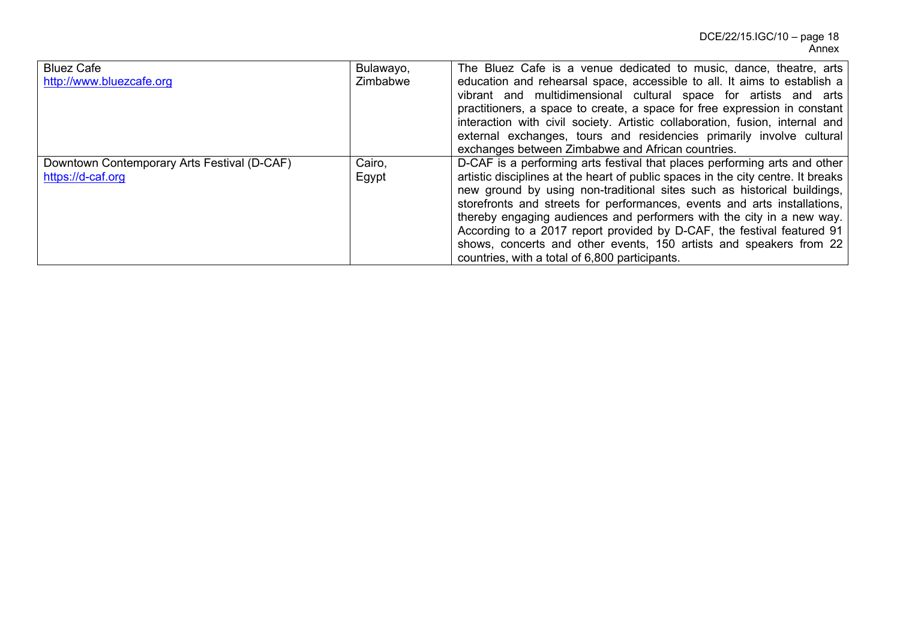| | | |
|---|---|---|
| Bluez Cafe<br>http://www.bluezcafe.org | Bulawayo, Zimbabwe | The Bluez Cafe is a venue dedicated to music, dance, theatre, arts education and rehearsal space, accessible to all. It aims to establish a vibrant and multidimensional cultural space for artists and arts practitioners, a space to create, a space for free expression in constant interaction with civil society. Artistic collaboration, fusion, internal and external exchanges, tours and residencies primarily involve cultural exchanges between Zimbabwe and African countries. |
| Downtown Contemporary Arts Festival (D-CAF)<br>https://d-caf.org | Cairo, Egypt | D-CAF is a performing arts festival that places performing arts and other artistic disciplines at the heart of public spaces in the city centre. It breaks new ground by using non-traditional sites such as historical buildings, storefronts and streets for performances, events and arts installations, thereby engaging audiences and performers with the city in a new way. According to a 2017 report provided by D-CAF, the festival featured 91 shows, concerts and other events, 150 artists and speakers from 22 countries, with a total of 6,800 participants. |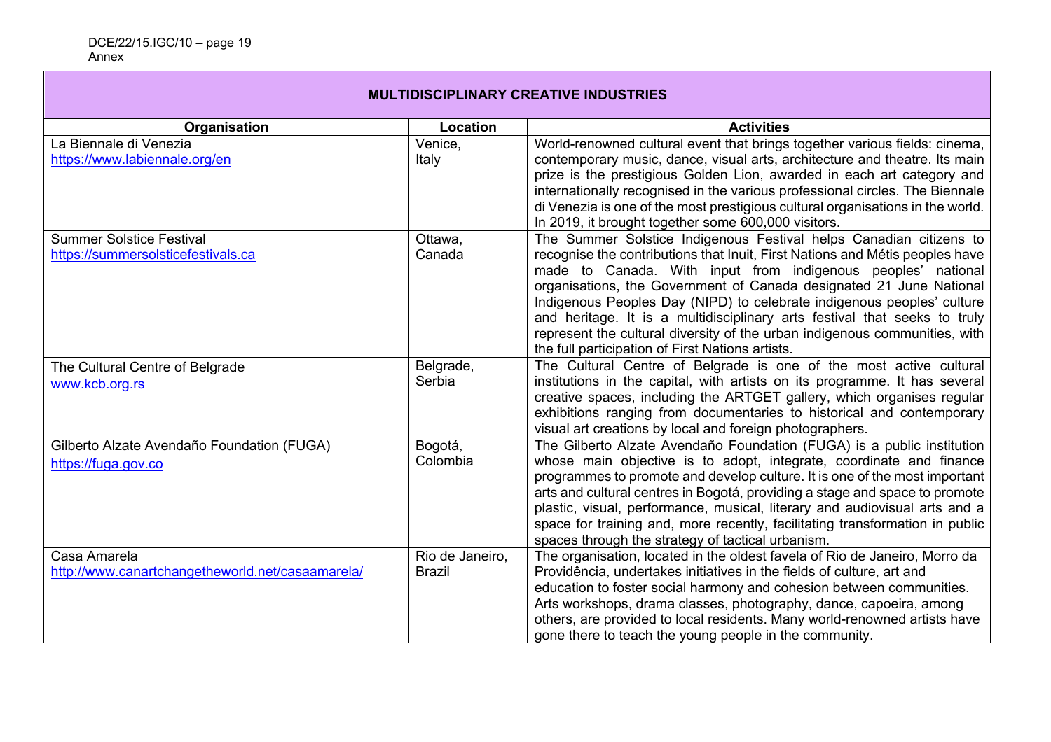## MULTIDISCIPLINARY CREATIVE INDUSTRIES

| Organisation | Location | Activities |
|---|---|---|
| La Biennale di Venezia<br>[https://www.labiennale.org/en](https://www.labiennale.org/en) | Venice, Italy | World-renowned cultural event that brings together various fields: cinema, contemporary music, dance, visual arts, architecture and theatre. Its main prize is the prestigious Golden Lion, awarded in each art category and internationally recognised in the various professional circles. The Biennale di Venezia is one of the most prestigious cultural organisations in the world. In 2019, it brought together some 600,000 visitors. |
| Summer Solstice Festival<br>[https://summersolsticefestivals.ca](https://summersolsticefestivals.ca) | Ottawa, Canada | The Summer Solstice Indigenous Festival helps Canadian citizens to recognise the contributions that Inuit, First Nations and Métis peoples have made to Canada. With input from indigenous peoples' national organisations, the Government of Canada designated 21 June National Indigenous Peoples Day (NIPD) to celebrate indigenous peoples' culture and heritage. It is a multidisciplinary arts festival that seeks to truly represent the cultural diversity of the urban indigenous communities, with the full participation of First Nations artists. |
| The Cultural Centre of Belgrade<br>[www.kcb.org.rs](www.kcb.org.rs) | Belgrade, Serbia | The Cultural Centre of Belgrade is one of the most active cultural institutions in the capital, with artists on its programme. It has several creative spaces, including the ARTGET gallery, which organises regular exhibitions ranging from documentaries to historical and contemporary visual art creations by local and foreign photographers. |
| Gilberto Alzate Avendaño Foundation (FUGA)<br>[https://fuga.gov.co](https://fuga.gov.co) | Bogotá, Colombia | The Gilberto Alzate Avendaño Foundation (FUGA) is a public institution whose main objective is to adopt, integrate, coordinate and finance programmes to promote and develop culture. It is one of the most important arts and cultural centres in Bogotá, providing a stage and space to promote plastic, visual, performance, musical, literary and audiovisual arts and a space for training and, more recently, facilitating transformation in public spaces through the strategy of tactical urbanism. |
| Casa Amarela<br>[http://www.canartchangetheworld.net/casaamarela/](http://www.canartchangetheworld.net/casaamarela/) | Rio de Janeiro, Brazil | The organisation, located in the oldest favela of Rio de Janeiro, Morro da Providência, undertakes initiatives in the fields of culture, art and education to foster social harmony and cohesion between communities. Arts workshops, drama classes, photography, dance, capoeira, among others, are provided to local residents. Many world-renowned artists have gone there to teach the young people in the community. |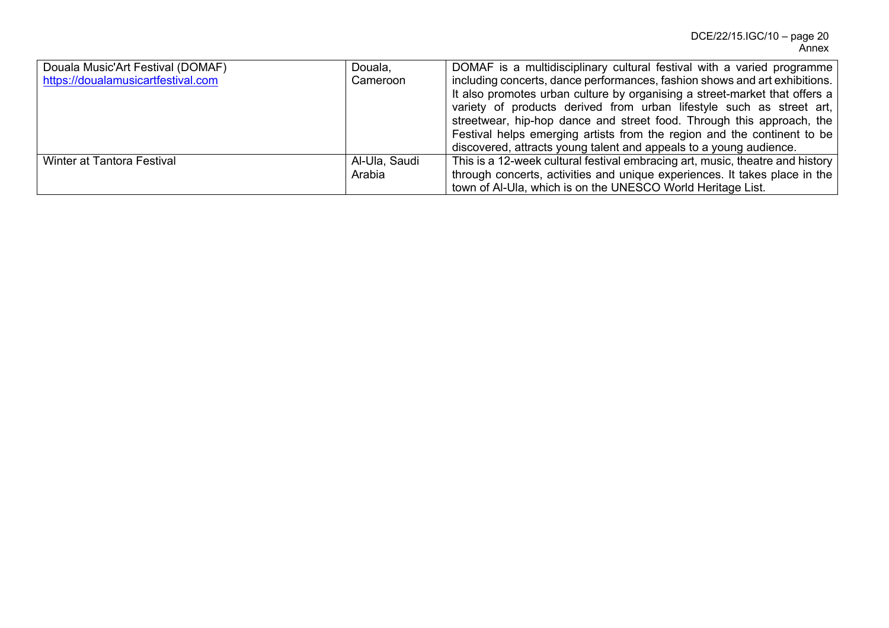| | | |
|---|---|---|
| Douala Music'Art Festival (DOMAF)<br>https://doualamusicartfestival.com | Douala, Cameroon | DOMAF is a multidisciplinary cultural festival with a varied programme including concerts, dance performances, fashion shows and art exhibitions. It also promotes urban culture by organising a street-market that offers a variety of products derived from urban lifestyle such as street art, streetwear, hip-hop dance and street food. Through this approach, the Festival helps emerging artists from the region and the continent to be discovered, attracts young talent and appeals to a young audience. |
| Winter at Tantora Festival | Al-Ula, Saudi Arabia | This is a 12-week cultural festival embracing art, music, theatre and history through concerts, activities and unique experiences. It takes place in the town of Al-Ula, which is on the UNESCO World Heritage List. |